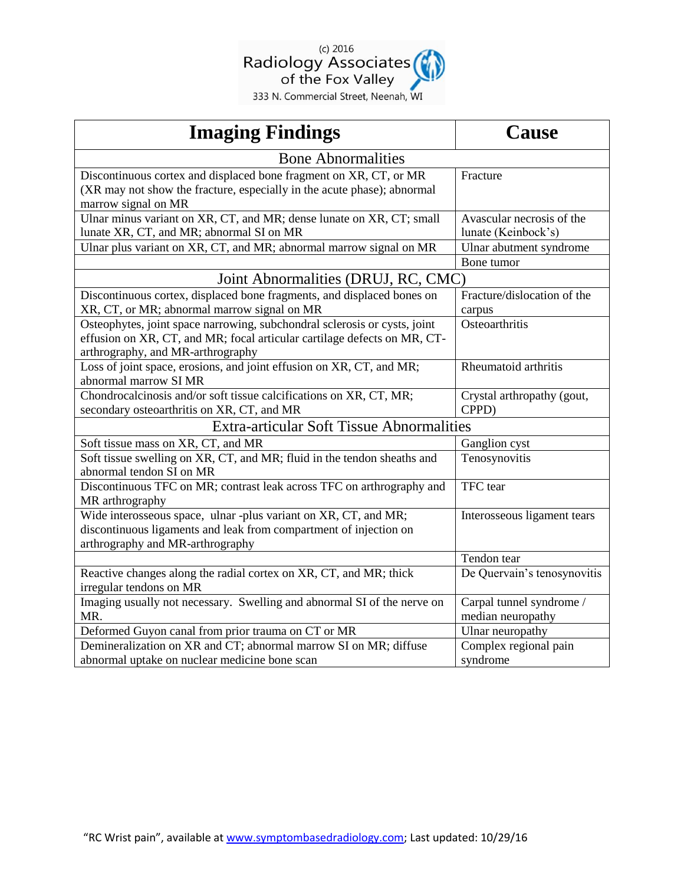(c) 2016
Radiology Associates
of the Fox Valley
333 N. Commercial Street, Neenah, WI

| Imaging Findings | Cause |
|---|---|
| **Bone Abnormalities** | |
| Discontinuous cortex and displaced bone fragment on XR, CT, or MR (XR may not show the fracture, especially in the acute phase); abnormal marrow signal on MR | Fracture |
| Ulnar minus variant on XR, CT, and MR; dense lunate on XR, CT; small lunate XR, CT, and MR; abnormal SI on MR | Avascular necrosis of the lunate (Keinbock's) |
| Ulnar plus variant on XR, CT, and MR; abnormal marrow signal on MR | Ulnar abutment syndrome |
| | Bone tumor |
| **Joint Abnormalities (DRUJ, RC, CMC)** | |
| Discontinuous cortex, displaced bone fragments, and displaced bones on XR, CT, or MR; abnormal marrow signal on MR | Fracture/dislocation of the carpus |
| Osteophytes, joint space narrowing, subchondral sclerosis or cysts, joint effusion on XR, CT, and MR; focal articular cartilage defects on MR, CT-arthrography, and MR-arthrography | Osteoarthritis |
| Loss of joint space, erosions, and joint effusion on XR, CT, and MR; abnormal marrow SI MR | Rheumatoid arthritis |
| Chondrocalcinosis and/or soft tissue calcifications on XR, CT, MR; secondary osteoarthritis on XR, CT, and MR | Crystal arthropathy (gout, CPPD) |
| **Extra-articular Soft Tissue Abnormalities** | |
| Soft tissue mass on XR, CT, and MR | Ganglion cyst |
| Soft tissue swelling on XR, CT, and MR; fluid in the tendon sheaths and abnormal tendon SI on MR | Tenosynovitis |
| Discontinuous TFC on MR; contrast leak across TFC on arthrography and MR arthrography | TFC tear |
| Wide interosseous space, ulnar -plus variant on XR, CT, and MR; discontinuous ligaments and leak from compartment of injection on arthrography and MR-arthrography | Interosseous ligament tears |
| | Tendon tear |
| Reactive changes along the radial cortex on XR, CT, and MR; thick irregular tendons on MR | De Quervain's tenosynovitis |
| Imaging usually not necessary. Swelling and abnormal SI of the nerve on MR. | Carpal tunnel syndrome / median neuropathy |
| Deformed Guyon canal from prior trauma on CT or MR | Ulnar neuropathy |
| Demineralization on XR and CT; abnormal marrow SI on MR; diffuse abnormal uptake on nuclear medicine bone scan | Complex regional pain syndrome |

"RC Wrist pain", available at www.symptombasedradiology.com; Last updated: 10/29/16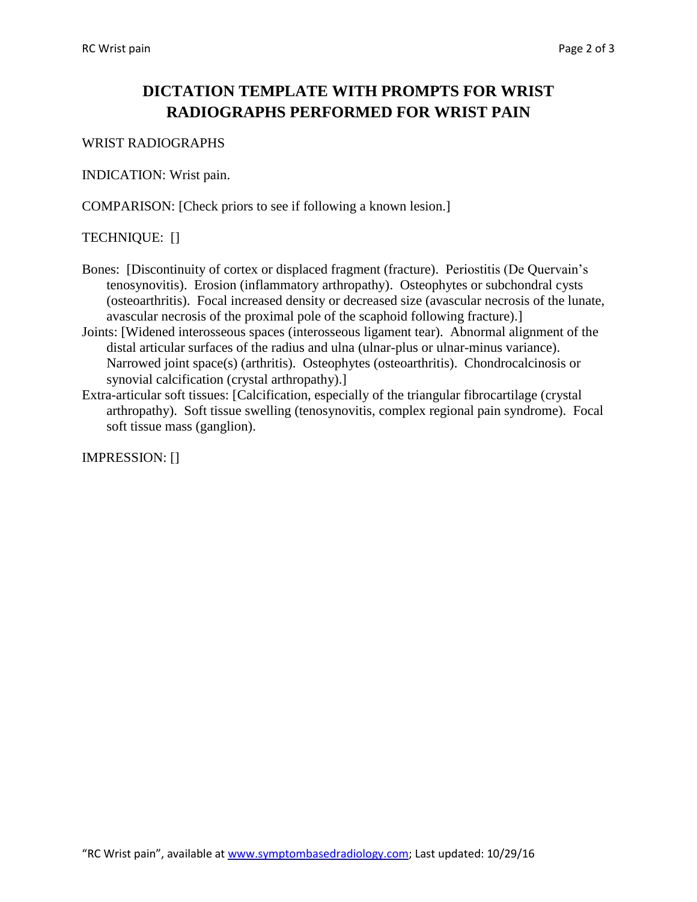# DICTATION TEMPLATE WITH PROMPTS FOR WRIST RADIOGRAPHS PERFORMED FOR WRIST PAIN

WRIST RADIOGRAPHS

INDICATION: Wrist pain.

COMPARISON: [Check priors to see if following a known lesion.]

TECHNIQUE: []

Bones: [Discontinuity of cortex or displaced fragment (fracture). Periostitis (De Quervain's tenosynovitis). Erosion (inflammatory arthropathy). Osteophytes or subchondral cysts (osteoarthritis). Focal increased density or decreased size (avascular necrosis of the lunate, avascular necrosis of the proximal pole of the scaphoid following fracture).]

Joints: [Widened interosseous spaces (interosseous ligament tear). Abnormal alignment of the distal articular surfaces of the radius and ulna (ulnar-plus or ulnar-minus variance). Narrowed joint space(s) (arthritis). Osteophytes (osteoarthritis). Chondrocalcinosis or synovial calcification (crystal arthropathy).]

Extra-articular soft tissues: [Calcification, especially of the triangular fibrocartilage (crystal arthropathy). Soft tissue swelling (tenosynovitis, complex regional pain syndrome). Focal soft tissue mass (ganglion).

IMPRESSION: []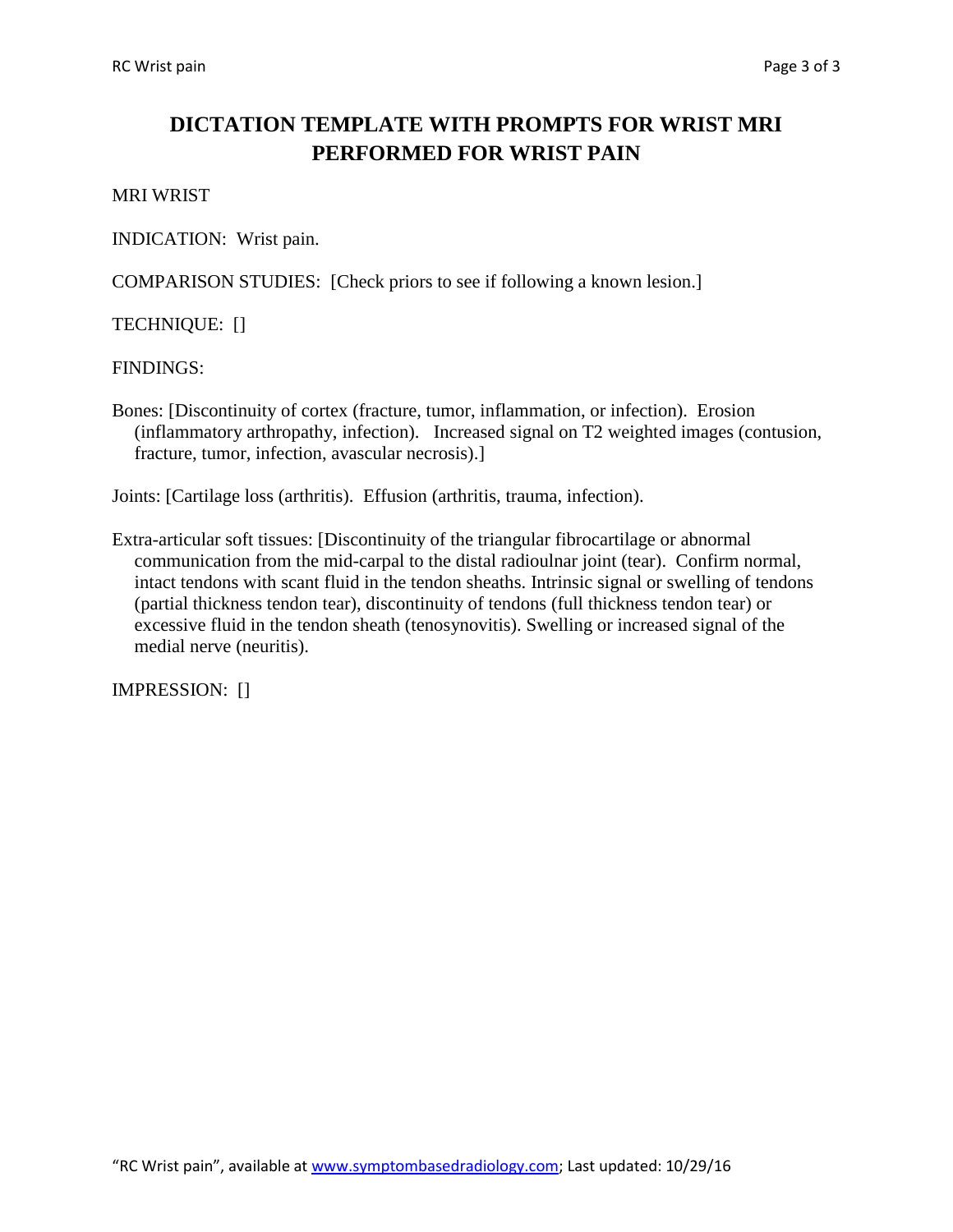# DICTATION TEMPLATE WITH PROMPTS FOR WRIST MRI PERFORMED FOR WRIST PAIN

MRI WRIST

INDICATION: Wrist pain.

COMPARISON STUDIES: [Check priors to see if following a known lesion.]

TECHNIQUE: []

FINDINGS:

Bones: [Discontinuity of cortex (fracture, tumor, inflammation, or infection). Erosion (inflammatory arthropathy, infection). Increased signal on T2 weighted images (contusion, fracture, tumor, infection, avascular necrosis).]

Joints: [Cartilage loss (arthritis). Effusion (arthritis, trauma, infection).

Extra-articular soft tissues: [Discontinuity of the triangular fibrocartilage or abnormal communication from the mid-carpal to the distal radioulnar joint (tear). Confirm normal, intact tendons with scant fluid in the tendon sheaths. Intrinsic signal or swelling of tendons (partial thickness tendon tear), discontinuity of tendons (full thickness tendon tear) or excessive fluid in the tendon sheath (tenosynovitis). Swelling or increased signal of the medial nerve (neuritis).

IMPRESSION: []

"RC Wrist pain", available at www.symptombasedradiology.com; Last updated: 10/29/16